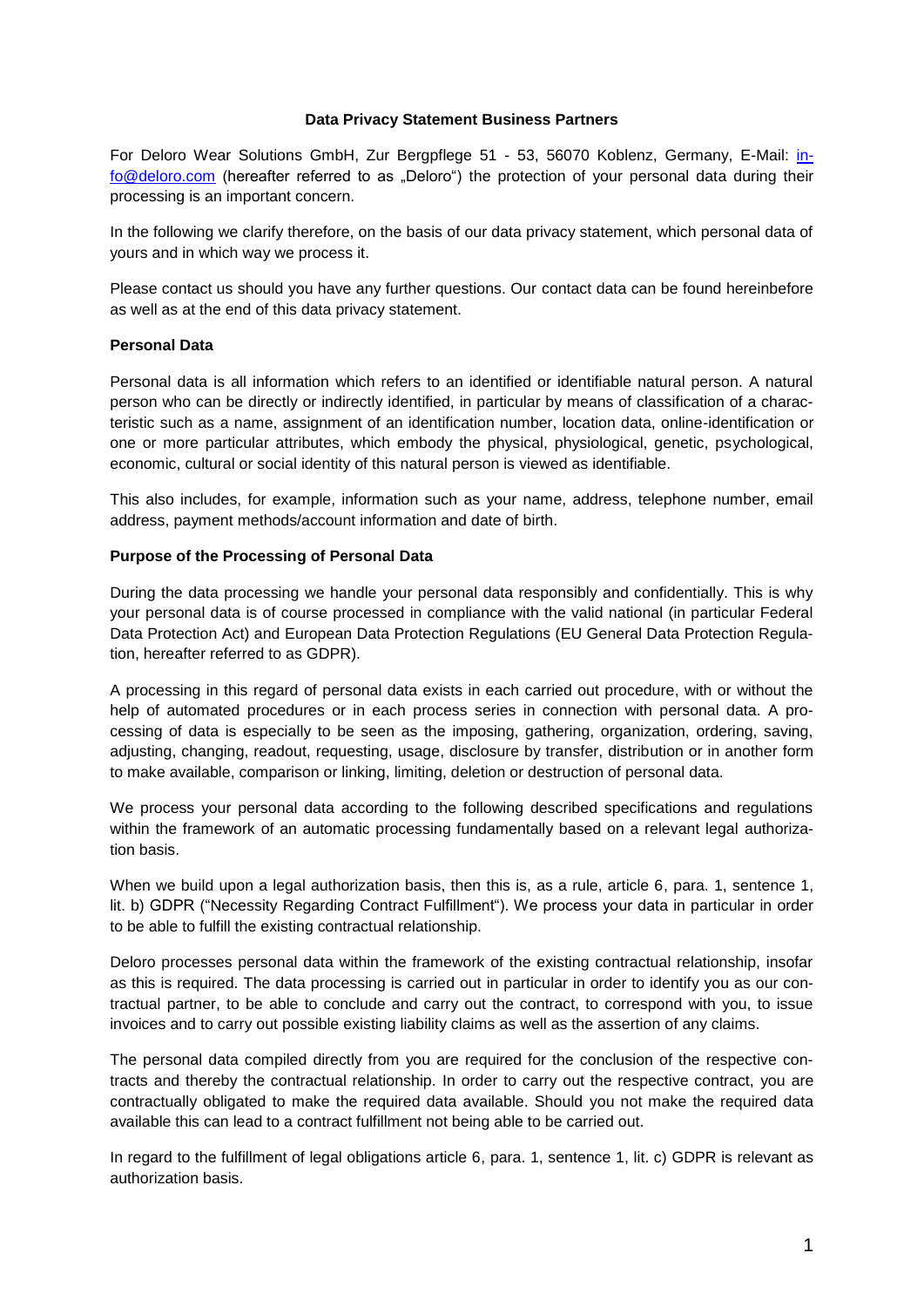**Data Privacy Statement Business Partners**

For Deloro Wear Solutions GmbH, Zur Bergpflege 51 - 53, 56070 Koblenz, Germany, E-Mail: info@deloro.com (hereafter referred to as „Deloro") the protection of your personal data during their processing is an important concern.

In the following we clarify therefore, on the basis of our data privacy statement, which personal data of yours and in which way we process it.

Please contact us should you have any further questions. Our contact data can be found hereinbefore as well as at the end of this data privacy statement.

**Personal Data**

Personal data is all information which refers to an identified or identifiable natural person. A natural person who can be directly or indirectly identified, in particular by means of classification of a characteristic such as a name, assignment of an identification number, location data, online-identification or one or more particular attributes, which embody the physical, physiological, genetic, psychological, economic, cultural or social identity of this natural person is viewed as identifiable.

This also includes, for example, information such as your name, address, telephone number, email address, payment methods/account information and date of birth.

**Purpose of the Processing of Personal Data**

During the data processing we handle your personal data responsibly and confidentially. This is why your personal data is of course processed in compliance with the valid national (in particular Federal Data Protection Act) and European Data Protection Regulations (EU General Data Protection Regulation, hereafter referred to as GDPR).

A processing in this regard of personal data exists in each carried out procedure, with or without the help of automated procedures or in each process series in connection with personal data. A processing of data is especially to be seen as the imposing, gathering, organization, ordering, saving, adjusting, changing, readout, requesting, usage, disclosure by transfer, distribution or in another form to make available, comparison or linking, limiting, deletion or destruction of personal data.

We process your personal data according to the following described specifications and regulations within the framework of an automatic processing fundamentally based on a relevant legal authorization basis.

When we build upon a legal authorization basis, then this is, as a rule, article 6, para. 1, sentence 1, lit. b) GDPR ("Necessity Regarding Contract Fulfillment"). We process your data in particular in order to be able to fulfill the existing contractual relationship.

Deloro processes personal data within the framework of the existing contractual relationship, insofar as this is required. The data processing is carried out in particular in order to identify you as our contractual partner, to be able to conclude and carry out the contract, to correspond with you, to issue invoices and to carry out possible existing liability claims as well as the assertion of any claims.

The personal data compiled directly from you are required for the conclusion of the respective contracts and thereby the contractual relationship. In order to carry out the respective contract, you are contractually obligated to make the required data available. Should you not make the required data available this can lead to a contract fulfillment not being able to be carried out.

In regard to the fulfillment of legal obligations article 6, para. 1, sentence 1, lit. c) GDPR is relevant as authorization basis.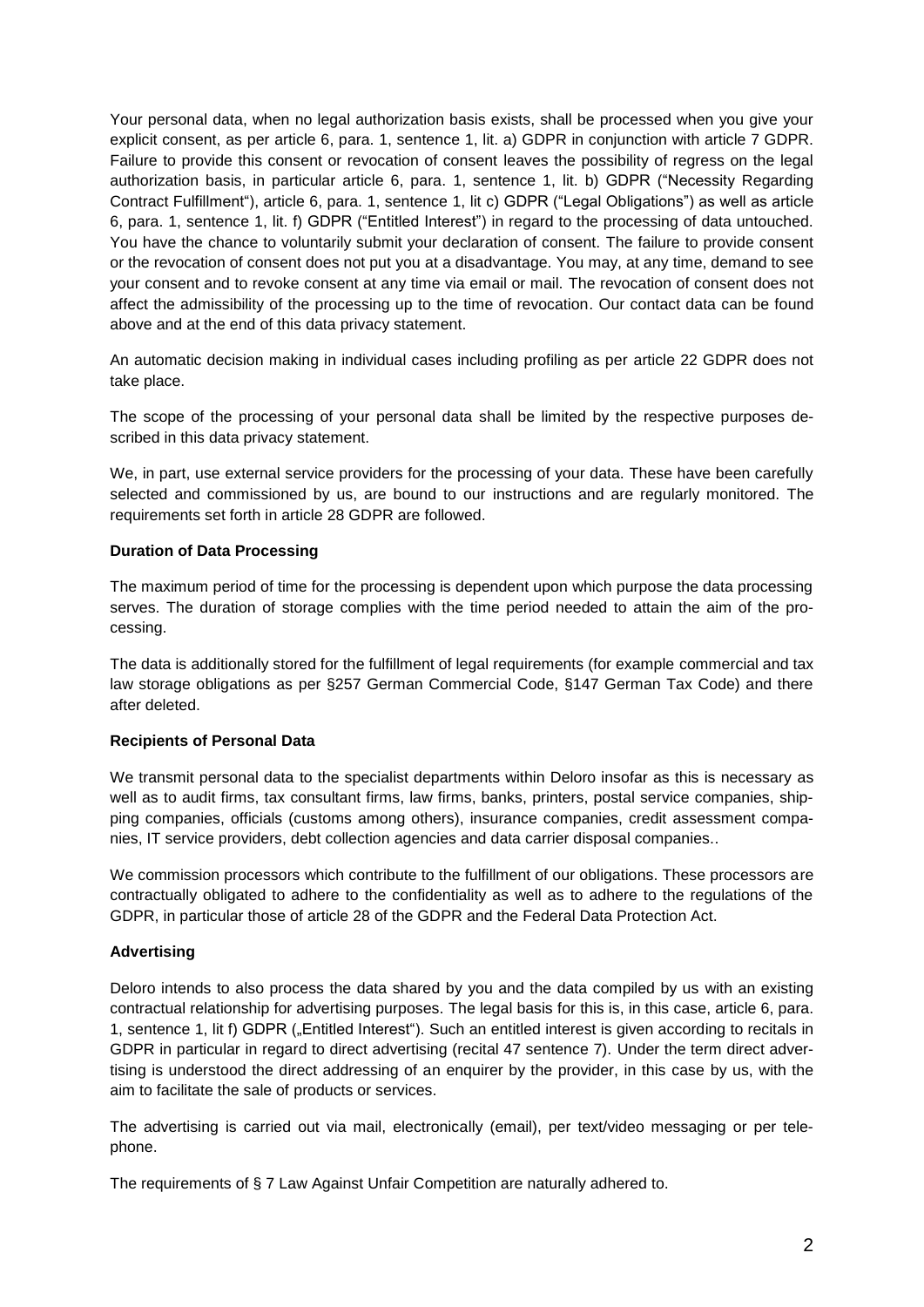Your personal data, when no legal authorization basis exists, shall be processed when you give your explicit consent, as per article 6, para. 1, sentence 1, lit. a) GDPR in conjunction with article 7 GDPR. Failure to provide this consent or revocation of consent leaves the possibility of regress on the legal authorization basis, in particular article 6, para. 1, sentence 1, lit. b) GDPR ("Necessity Regarding Contract Fulfillment"), article 6, para. 1, sentence 1, lit c) GDPR ("Legal Obligations") as well as article 6, para. 1, sentence 1, lit. f) GDPR ("Entitled Interest") in regard to the processing of data untouched. You have the chance to voluntarily submit your declaration of consent. The failure to provide consent or the revocation of consent does not put you at a disadvantage. You may, at any time, demand to see your consent and to revoke consent at any time via email or mail. The revocation of consent does not affect the admissibility of the processing up to the time of revocation. Our contact data can be found above and at the end of this data privacy statement.

An automatic decision making in individual cases including profiling as per article 22 GDPR does not take place.

The scope of the processing of your personal data shall be limited by the respective purposes described in this data privacy statement.

We, in part, use external service providers for the processing of your data. These have been carefully selected and commissioned by us, are bound to our instructions and are regularly monitored. The requirements set forth in article 28 GDPR are followed.

**Duration of Data Processing**

The maximum period of time for the processing is dependent upon which purpose the data processing serves. The duration of storage complies with the time period needed to attain the aim of the processing.

The data is additionally stored for the fulfillment of legal requirements (for example commercial and tax law storage obligations as per §257 German Commercial Code, §147 German Tax Code) and there after deleted.

**Recipients of Personal Data**

We transmit personal data to the specialist departments within Deloro insofar as this is necessary as well as to audit firms, tax consultant firms, law firms, banks, printers, postal service companies, shipping companies, officials (customs among others), insurance companies, credit assessment companies, IT service providers, debt collection agencies and data carrier disposal companies..

We commission processors which contribute to the fulfillment of our obligations. These processors are contractually obligated to adhere to the confidentiality as well as to adhere to the regulations of the GDPR, in particular those of article 28 of the GDPR and the Federal Data Protection Act.

**Advertising**

Deloro intends to also process the data shared by you and the data compiled by us with an existing contractual relationship for advertising purposes. The legal basis for this is, in this case, article 6, para. 1, sentence 1, lit f) GDPR („Entitled Interest"). Such an entitled interest is given according to recitals in GDPR in particular in regard to direct advertising (recital 47 sentence 7). Under the term direct advertising is understood the direct addressing of an enquirer by the provider, in this case by us, with the aim to facilitate the sale of products or services.

The advertising is carried out via mail, electronically (email), per text/video messaging or per telephone.

The requirements of § 7 Law Against Unfair Competition are naturally adhered to.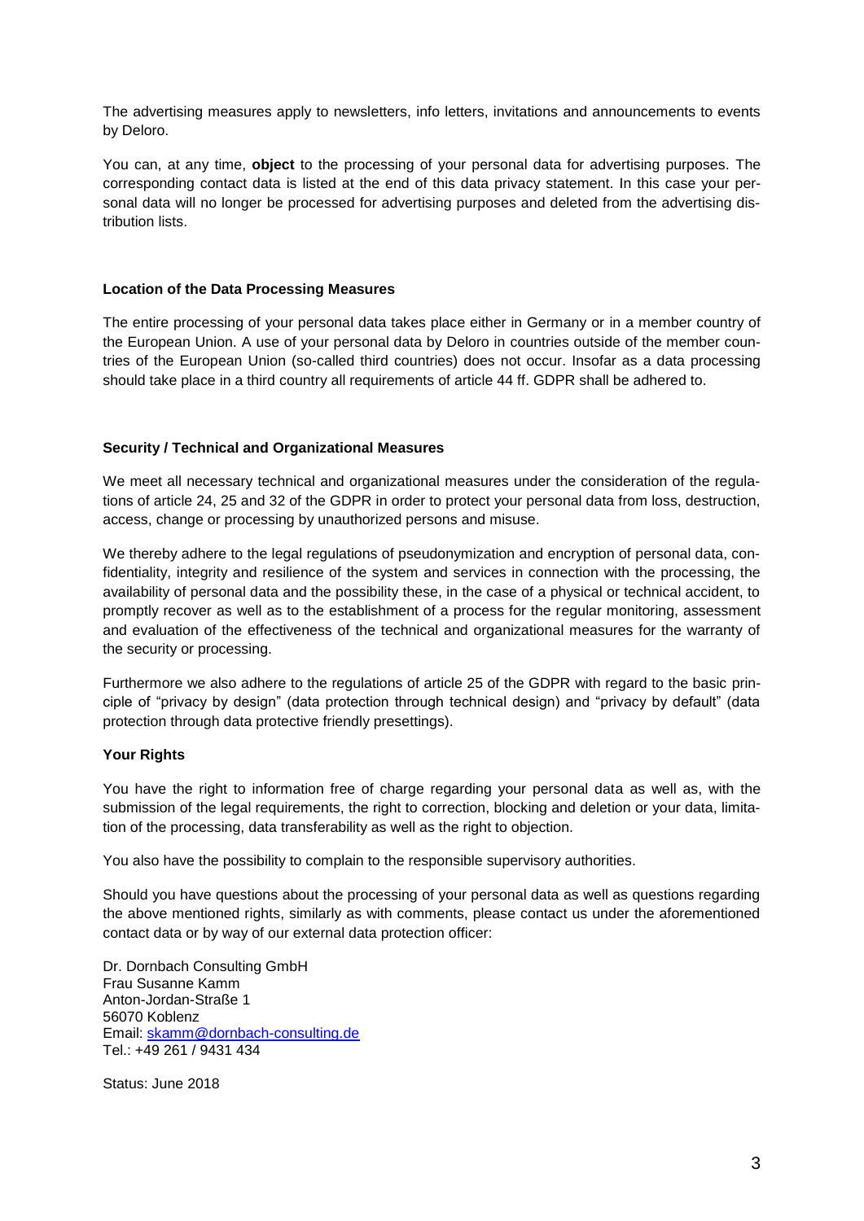The advertising measures apply to newsletters, info letters, invitations and announcements to events by Deloro.

You can, at any time, **object** to the processing of your personal data for advertising purposes. The corresponding contact data is listed at the end of this data privacy statement. In this case your personal data will no longer be processed for advertising purposes and deleted from the advertising distribution lists.

**Location of the Data Processing Measures**

The entire processing of your personal data takes place either in Germany or in a member country of the European Union. A use of your personal data by Deloro in countries outside of the member countries of the European Union (so-called third countries) does not occur. Insofar as a data processing should take place in a third country all requirements of article 44 ff. GDPR shall be adhered to.

**Security / Technical and Organizational Measures**

We meet all necessary technical and organizational measures under the consideration of the regulations of article 24, 25 and 32 of the GDPR in order to protect your personal data from loss, destruction, access, change or processing by unauthorized persons and misuse.

We thereby adhere to the legal regulations of pseudonymization and encryption of personal data, confidentiality, integrity and resilience of the system and services in connection with the processing, the availability of personal data and the possibility these, in the case of a physical or technical accident, to promptly recover as well as to the establishment of a process for the regular monitoring, assessment and evaluation of the effectiveness of the technical and organizational measures for the warranty of the security or processing.

Furthermore we also adhere to the regulations of article 25 of the GDPR with regard to the basic principle of "privacy by design" (data protection through technical design) and "privacy by default" (data protection through data protective friendly presettings).

**Your Rights**

You have the right to information free of charge regarding your personal data as well as, with the submission of the legal requirements, the right to correction, blocking and deletion or your data, limitation of the processing, data transferability as well as the right to objection.

You also have the possibility to complain to the responsible supervisory authorities.

Should you have questions about the processing of your personal data as well as questions regarding the above mentioned rights, similarly as with comments, please contact us under the aforementioned contact data or by way of our external data protection officer:

Dr. Dornbach Consulting GmbH
Frau Susanne Kamm
Anton-Jordan-Straße 1
56070 Koblenz
Email: skamm@dornbach-consulting.de
Tel.: +49 261 / 9431 434

Status: June 2018